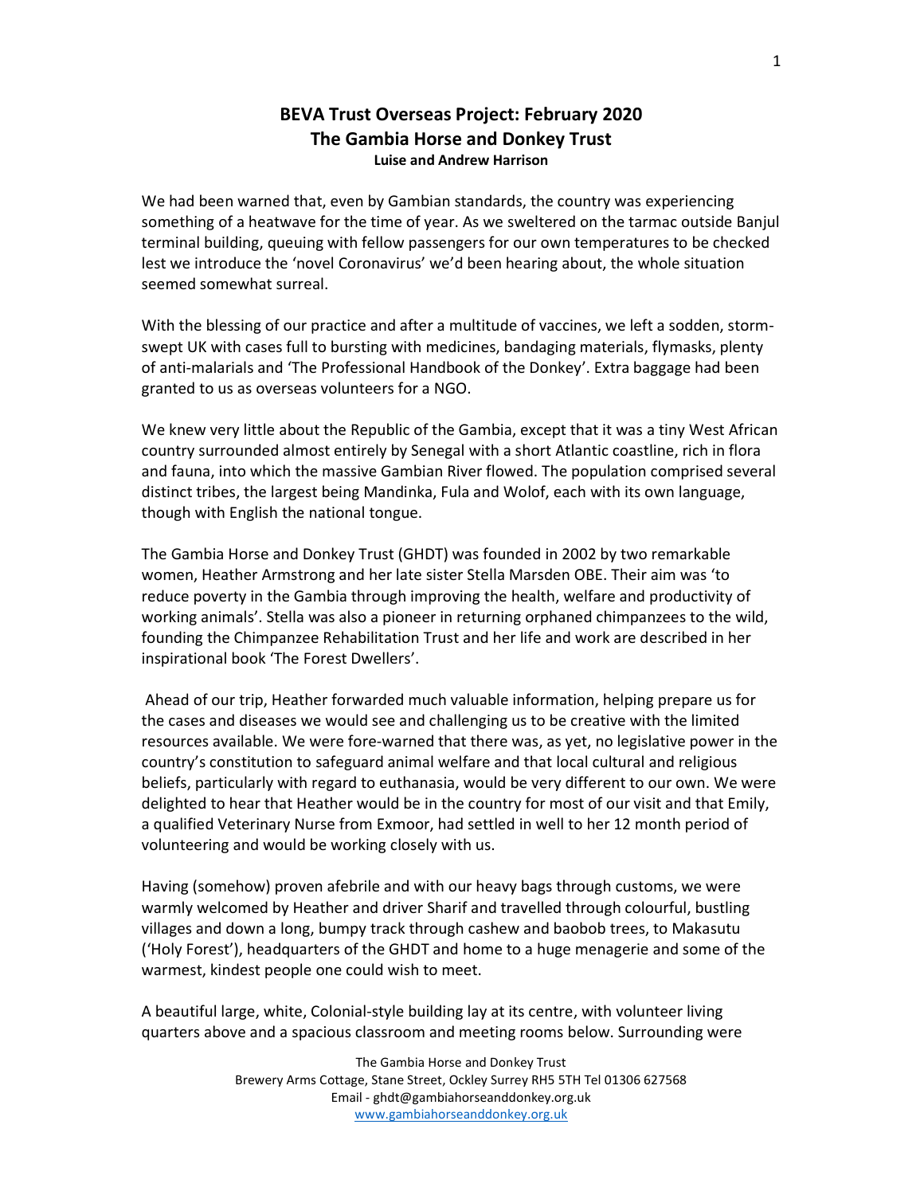# BEVA Trust Overseas Project: February 2020
## The Gambia Horse and Donkey Trust
### Luise and Andrew Harrison

We had been warned that, even by Gambian standards, the country was experiencing something of a heatwave for the time of year. As we sweltered on the tarmac outside Banjul terminal building, queuing with fellow passengers for our own temperatures to be checked lest we introduce the 'novel Coronavirus' we'd been hearing about, the whole situation seemed somewhat surreal.

With the blessing of our practice and after a multitude of vaccines, we left a sodden, storm-swept UK with cases full to bursting with medicines, bandaging materials, flymasks, plenty of anti-malarials and 'The Professional Handbook of the Donkey'. Extra baggage had been granted to us as overseas volunteers for a NGO.

We knew very little about the Republic of the Gambia, except that it was a tiny West African country surrounded almost entirely by Senegal with a short Atlantic coastline, rich in flora and fauna, into which the massive Gambian River flowed. The population comprised several distinct tribes, the largest being Mandinka, Fula and Wolof, each with its own language, though with English the national tongue.

The Gambia Horse and Donkey Trust (GHDT) was founded in 2002 by two remarkable women, Heather Armstrong and her late sister Stella Marsden OBE. Their aim was 'to reduce poverty in the Gambia through improving the health, welfare and productivity of working animals'. Stella was also a pioneer in returning orphaned chimpanzees to the wild, founding the Chimpanzee Rehabilitation Trust and her life and work are described in her inspirational book 'The Forest Dwellers'.

Ahead of our trip, Heather forwarded much valuable information, helping prepare us for the cases and diseases we would see and challenging us to be creative with the limited resources available. We were fore-warned that there was, as yet, no legislative power in the country's constitution to safeguard animal welfare and that local cultural and religious beliefs, particularly with regard to euthanasia, would be very different to our own. We were delighted to hear that Heather would be in the country for most of our visit and that Emily, a qualified Veterinary Nurse from Exmoor, had settled in well to her 12 month period of volunteering and would be working closely with us.

Having (somehow) proven afebrile and with our heavy bags through customs, we were warmly welcomed by Heather and driver Sharif and travelled through colourful, bustling villages and down a long, bumpy track through cashew and baobob trees, to Makasutu ('Holy Forest'), headquarters of the GHDT and home to a huge menagerie and some of the warmest, kindest people one could wish to meet.

A beautiful large, white, Colonial-style building lay at its centre, with volunteer living quarters above and a spacious classroom and meeting rooms below. Surrounding were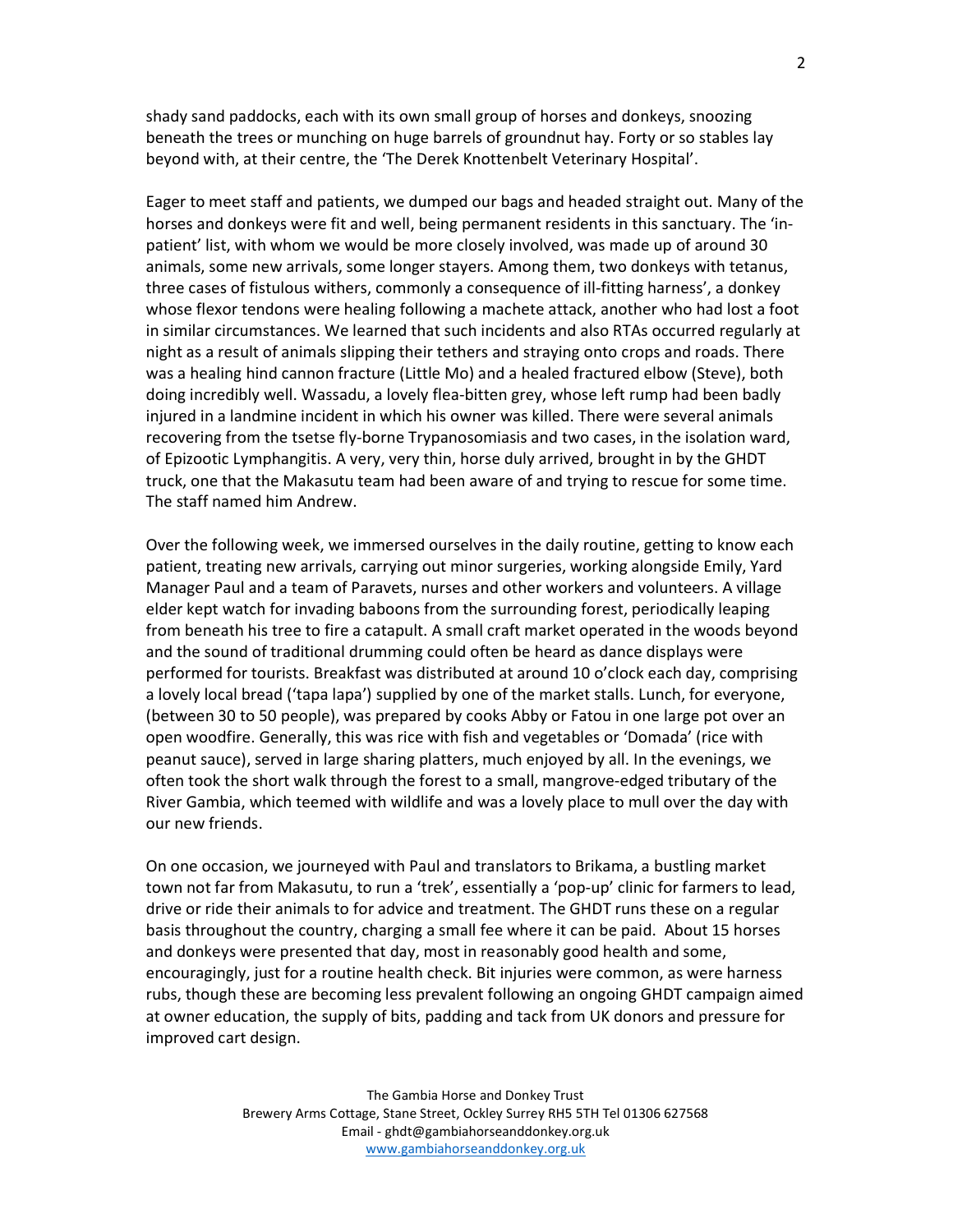shady sand paddocks, each with its own small group of horses and donkeys, snoozing beneath the trees or munching on huge barrels of groundnut hay. Forty or so stables lay beyond with, at their centre, the 'The Derek Knottenbelt Veterinary Hospital'.

Eager to meet staff and patients, we dumped our bags and headed straight out. Many of the horses and donkeys were fit and well, being permanent residents in this sanctuary. The 'in-patient' list, with whom we would be more closely involved, was made up of around 30 animals, some new arrivals, some longer stayers. Among them, two donkeys with tetanus, three cases of fistulous withers, commonly a consequence of ill-fitting harness', a donkey whose flexor tendons were healing following a machete attack, another who had lost a foot in similar circumstances. We learned that such incidents and also RTAs occurred regularly at night as a result of animals slipping their tethers and straying onto crops and roads. There was a healing hind cannon fracture (Little Mo) and a healed fractured elbow (Steve), both doing incredibly well. Wassadu, a lovely flea-bitten grey, whose left rump had been badly injured in a landmine incident in which his owner was killed. There were several animals recovering from the tsetse fly-borne Trypanosomiasis and two cases, in the isolation ward, of Epizootic Lymphangitis. A very, very thin, horse duly arrived, brought in by the GHDT truck, one that the Makasutu team had been aware of and trying to rescue for some time. The staff named him Andrew.

Over the following week, we immersed ourselves in the daily routine, getting to know each patient, treating new arrivals, carrying out minor surgeries, working alongside Emily, Yard Manager Paul and a team of Paravets, nurses and other workers and volunteers. A village elder kept watch for invading baboons from the surrounding forest, periodically leaping from beneath his tree to fire a catapult. A small craft market operated in the woods beyond and the sound of traditional drumming could often be heard as dance displays were performed for tourists. Breakfast was distributed at around 10 o'clock each day, comprising a lovely local bread ('tapa lapa') supplied by one of the market stalls. Lunch, for everyone, (between 30 to 50 people), was prepared by cooks Abby or Fatou in one large pot over an open woodfire. Generally, this was rice with fish and vegetables or 'Domada' (rice with peanut sauce), served in large sharing platters, much enjoyed by all. In the evenings, we often took the short walk through the forest to a small, mangrove-edged tributary of the River Gambia, which teemed with wildlife and was a lovely place to mull over the day with our new friends.

On one occasion, we journeyed with Paul and translators to Brikama, a bustling market town not far from Makasutu, to run a 'trek', essentially a 'pop-up' clinic for farmers to lead, drive or ride their animals to for advice and treatment. The GHDT runs these on a regular basis throughout the country, charging a small fee where it can be paid. About 15 horses and donkeys were presented that day, most in reasonably good health and some, encouragingly, just for a routine health check. Bit injuries were common, as were harness rubs, though these are becoming less prevalent following an ongoing GHDT campaign aimed at owner education, the supply of bits, padding and tack from UK donors and pressure for improved cart design.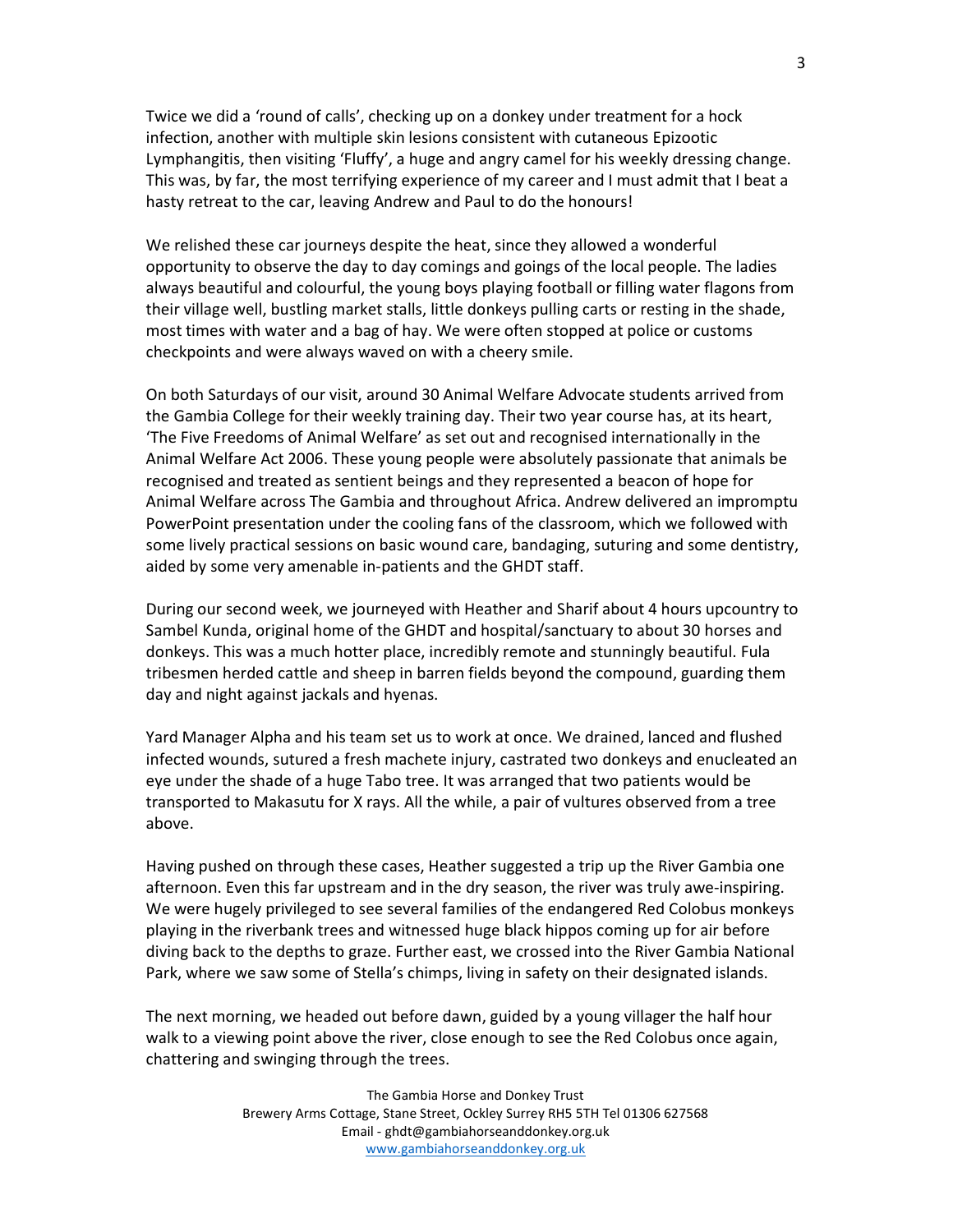Twice we did a 'round of calls', checking up on a donkey under treatment for a hock infection, another with multiple skin lesions consistent with cutaneous Epizootic Lymphangitis, then visiting 'Fluffy', a huge and angry camel for his weekly dressing change. This was, by far, the most terrifying experience of my career and I must admit that I beat a hasty retreat to the car, leaving Andrew and Paul to do the honours!

We relished these car journeys despite the heat, since they allowed a wonderful opportunity to observe the day to day comings and goings of the local people. The ladies always beautiful and colourful, the young boys playing football or filling water flagons from their village well, bustling market stalls, little donkeys pulling carts or resting in the shade, most times with water and a bag of hay. We were often stopped at police or customs checkpoints and were always waved on with a cheery smile.

On both Saturdays of our visit, around 30 Animal Welfare Advocate students arrived from the Gambia College for their weekly training day. Their two year course has, at its heart, 'The Five Freedoms of Animal Welfare' as set out and recognised internationally in the Animal Welfare Act 2006. These young people were absolutely passionate that animals be recognised and treated as sentient beings and they represented a beacon of hope for Animal Welfare across The Gambia and throughout Africa. Andrew delivered an impromptu PowerPoint presentation under the cooling fans of the classroom, which we followed with some lively practical sessions on basic wound care, bandaging, suturing and some dentistry, aided by some very amenable in-patients and the GHDT staff.

During our second week, we journeyed with Heather and Sharif about 4 hours upcountry to Sambel Kunda, original home of the GHDT and hospital/sanctuary to about 30 horses and donkeys. This was a much hotter place, incredibly remote and stunningly beautiful. Fula tribesmen herded cattle and sheep in barren fields beyond the compound, guarding them day and night against jackals and hyenas.

Yard Manager Alpha and his team set us to work at once. We drained, lanced and flushed infected wounds, sutured a fresh machete injury, castrated two donkeys and enucleated an eye under the shade of a huge Tabo tree. It was arranged that two patients would be transported to Makasutu for X rays. All the while, a pair of vultures observed from a tree above.

Having pushed on through these cases, Heather suggested a trip up the River Gambia one afternoon. Even this far upstream and in the dry season, the river was truly awe-inspiring. We were hugely privileged to see several families of the endangered Red Colobus monkeys playing in the riverbank trees and witnessed huge black hippos coming up for air before diving back to the depths to graze. Further east, we crossed into the River Gambia National Park, where we saw some of Stella's chimps, living in safety on their designated islands.

The next morning, we headed out before dawn, guided by a young villager the half hour walk to a viewing point above the river, close enough to see the Red Colobus once again, chattering and swinging through the trees.

The Gambia Horse and Donkey Trust
Brewery Arms Cottage, Stane Street, Ockley Surrey RH5 5TH Tel 01306 627568
Email - ghdt@gambiahorseanddonkey.org.uk
www.gambiahorseanddonkey.org.uk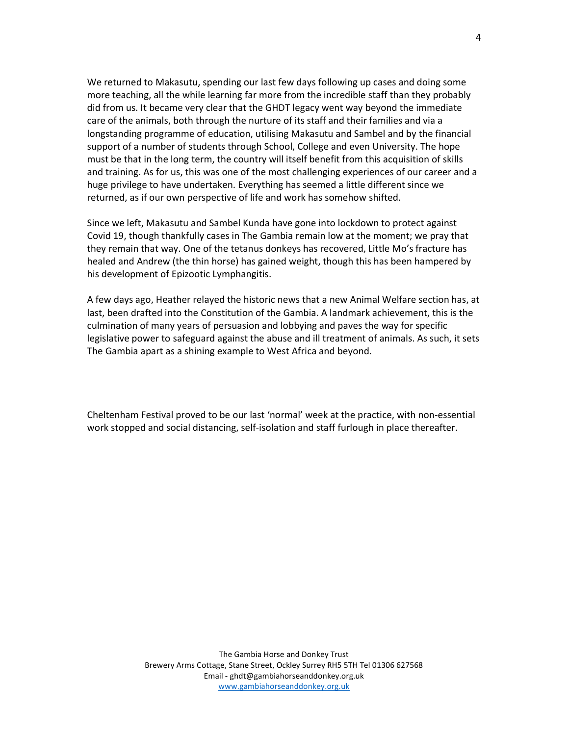We returned to Makasutu, spending our last few days following up cases and doing some more teaching, all the while learning far more from the incredible staff than they probably did from us. It became very clear that the GHDT legacy went way beyond the immediate care of the animals, both through the nurture of its staff and their families and via a longstanding programme of education, utilising Makasutu and Sambel and by the financial support of a number of students through School, College and even University. The hope must be that in the long term, the country will itself benefit from this acquisition of skills and training. As for us, this was one of the most challenging experiences of our career and a huge privilege to have undertaken. Everything has seemed a little different since we returned, as if our own perspective of life and work has somehow shifted.

Since we left, Makasutu and Sambel Kunda have gone into lockdown to protect against Covid 19, though thankfully cases in The Gambia remain low at the moment; we pray that they remain that way. One of the tetanus donkeys has recovered, Little Mo's fracture has healed and Andrew (the thin horse) has gained weight, though this has been hampered by his development of Epizootic Lymphangitis.

A few days ago, Heather relayed the historic news that a new Animal Welfare section has, at last, been drafted into the Constitution of the Gambia. A landmark achievement, this is the culmination of many years of persuasion and lobbying and paves the way for specific legislative power to safeguard against the abuse and ill treatment of animals. As such, it sets The Gambia apart as a shining example to West Africa and beyond.

Cheltenham Festival proved to be our last 'normal' week at the practice, with non-essential work stopped and social distancing, self-isolation and staff furlough in place thereafter.

The Gambia Horse and Donkey Trust
Brewery Arms Cottage, Stane Street, Ockley Surrey RH5 5TH Tel 01306 627568
Email - ghdt@gambiahorseanddonkey.org.uk
www.gambiahorseanddonkey.org.uk